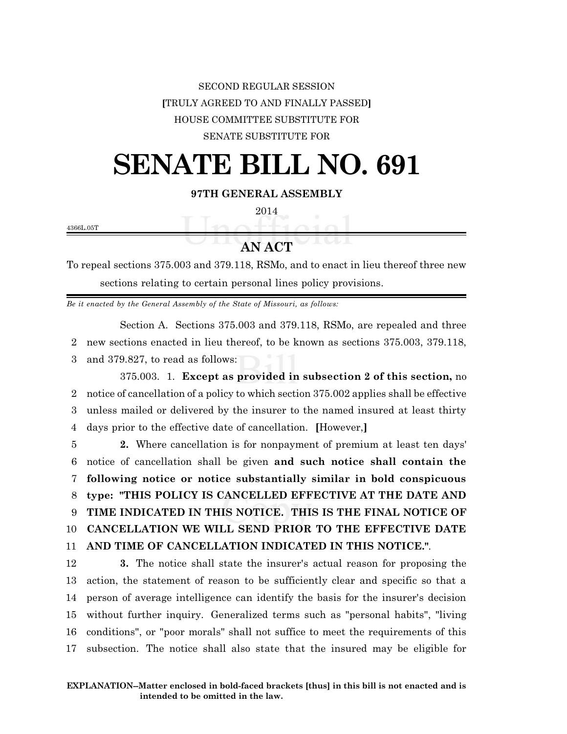SECOND REGULAR SESSION

[TRULY AGREED TO AND FINALLY PASSED]

HOUSE COMMITTEE SUBSTITUTE FOR

SENATE SUBSTITUTE FOR

# SENATE BILL NO. 691

**97TH GENERAL ASSEMBLY**

2014

4366L.05T

## AN ACT

To repeal sections 375.003 and 379.118, RSMo, and to enact in lieu thereof three new sections relating to certain personal lines policy provisions.

*Be it enacted by the General Assembly of the State of Missouri, as follows:*

Section A. Sections 375.003 and 379.118, RSMo, are repealed and three new sections enacted in lieu thereof, to be known as sections 375.003, 379.118, and 379.827, to read as follows:

375.003. 1. **Except as provided in subsection 2 of this section,** no notice of cancellation of a policy to which section 375.002 applies shall be effective unless mailed or delivered by the insurer to the named insured at least thirty days prior to the effective date of cancellation. **[**However,**]**

**2.** Where cancellation is for nonpayment of premium at least ten days' notice of cancellation shall be given **and such notice shall contain the following notice or notice substantially similar in bold conspicuous type: "THIS POLICY IS CANCELLED EFFECTIVE AT THE DATE AND TIME INDICATED IN THIS NOTICE. THIS IS THE FINAL NOTICE OF CANCELLATION WE WILL SEND PRIOR TO THE EFFECTIVE DATE AND TIME OF CANCELLATION INDICATED IN THIS NOTICE."**.

**3.** The notice shall state the insurer's actual reason for proposing the action, the statement of reason to be sufficiently clear and specific so that a person of average intelligence can identify the basis for the insurer's decision without further inquiry. Generalized terms such as "personal habits", "living conditions", or "poor morals" shall not suffice to meet the requirements of this subsection. The notice shall also state that the insured may be eligible for

**EXPLANATION–Matter enclosed in bold-faced brackets [thus] in this bill is not enacted and is intended to be omitted in the law.**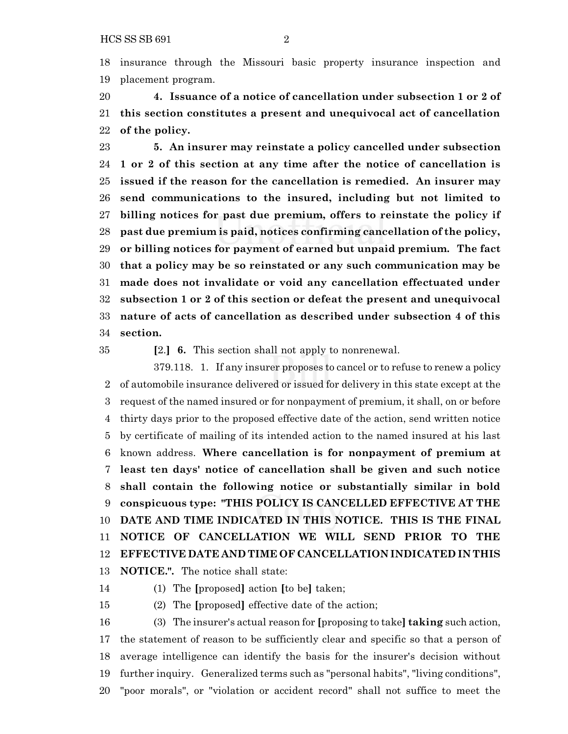insurance through the Missouri basic property insurance inspection and placement program.

**4. Issuance of a notice of cancellation under subsection 1 or 2 of this section constitutes a present and unequivocal act of cancellation of the policy.**

**5. An insurer may reinstate a policy cancelled under subsection 1 or 2 of this section at any time after the notice of cancellation is issued if the reason for the cancellation is remedied. An insurer may send communications to the insured, including but not limited to billing notices for past due premium, offers to reinstate the policy if past due premium is paid, notices confirming cancellation of the policy, or billing notices for payment of earned but unpaid premium. The fact that a policy may be so reinstated or any such communication may be made does not invalidate or void any cancellation effectuated under subsection 1 or 2 of this section or defeat the present and unequivocal nature of acts of cancellation as described under subsection 4 of this section.**

**[**2.**] 6.** This section shall not apply to nonrenewal.

379.118. 1. If any insurer proposes to cancel or to refuse to renew a policy of automobile insurance delivered or issued for delivery in this state except at the request of the named insured or for nonpayment of premium, it shall, on or before thirty days prior to the proposed effective date of the action, send written notice by certificate of mailing of its intended action to the named insured at his last known address. **Where cancellation is for nonpayment of premium at least ten days' notice of cancellation shall be given and such notice shall contain the following notice or substantially similar in bold conspicuous type: "THIS POLICY IS CANCELLED EFFECTIVE AT THE DATE AND TIME INDICATED IN THIS NOTICE. THIS IS THE FINAL NOTICE OF CANCELLATION WE WILL SEND PRIOR TO THE EFFECTIVE DATE AND TIME OF CANCELLATION INDICATED IN THIS NOTICE.".** The notice shall state:

(1) The **[**proposed**]** action **[**to be**]** taken;

(2) The **[**proposed**]** effective date of the action;

(3) The insurer's actual reason for **[**proposing to take**] taking** such action, the statement of reason to be sufficiently clear and specific so that a person of average intelligence can identify the basis for the insurer's decision without further inquiry. Generalized terms such as "personal habits", "living conditions", "poor morals", or "violation or accident record" shall not suffice to meet the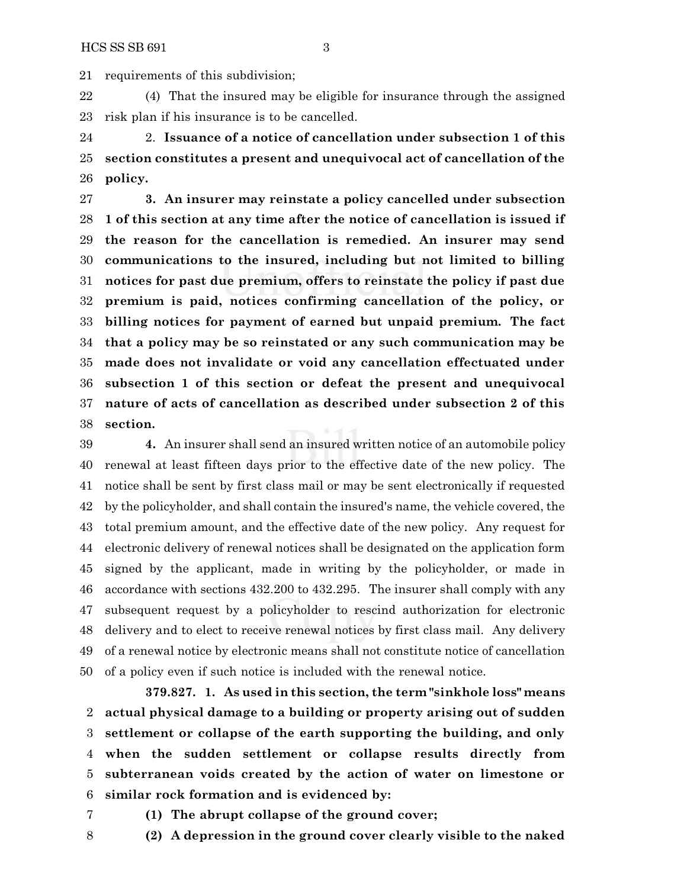requirements of this subdivision;

(4) That the insured may be eligible for insurance through the assigned risk plan if his insurance is to be cancelled.

2. **Issuance of a notice of cancellation under subsection 1 of this section constitutes a present and unequivocal act of cancellation of the policy.**

**3. An insurer may reinstate a policy cancelled under subsection 1 of this section at any time after the notice of cancellation is issued if the reason for the cancellation is remedied. An insurer may send communications to the insured, including but not limited to billing notices for past due premium, offers to reinstate the policy if past due premium is paid, notices confirming cancellation of the policy, or billing notices for payment of earned but unpaid premium. The fact that a policy may be so reinstated or any such communication may be made does not invalidate or void any cancellation effectuated under subsection 1 of this section or defeat the present and unequivocal nature of acts of cancellation as described under subsection 2 of this section.**

**4.** An insurer shall send an insured written notice of an automobile policy renewal at least fifteen days prior to the effective date of the new policy. The notice shall be sent by first class mail or may be sent electronically if requested by the policyholder, and shall contain the insured's name, the vehicle covered, the total premium amount, and the effective date of the new policy. Any request for electronic delivery of renewal notices shall be designated on the application form signed by the applicant, made in writing by the policyholder, or made in accordance with sections 432.200 to 432.295. The insurer shall comply with any subsequent request by a policyholder to rescind authorization for electronic delivery and to elect to receive renewal notices by first class mail. Any delivery of a renewal notice by electronic means shall not constitute notice of cancellation of a policy even if such notice is included with the renewal notice.

**379.827. 1. As used in this section, the term "sinkhole loss" means actual physical damage to a building or property arising out of sudden settlement or collapse of the earth supporting the building, and only when the sudden settlement or collapse results directly from subterranean voids created by the action of water on limestone or similar rock formation and is evidenced by:**

**(1) The abrupt collapse of the ground cover;**

**(2) A depression in the ground cover clearly visible to the naked**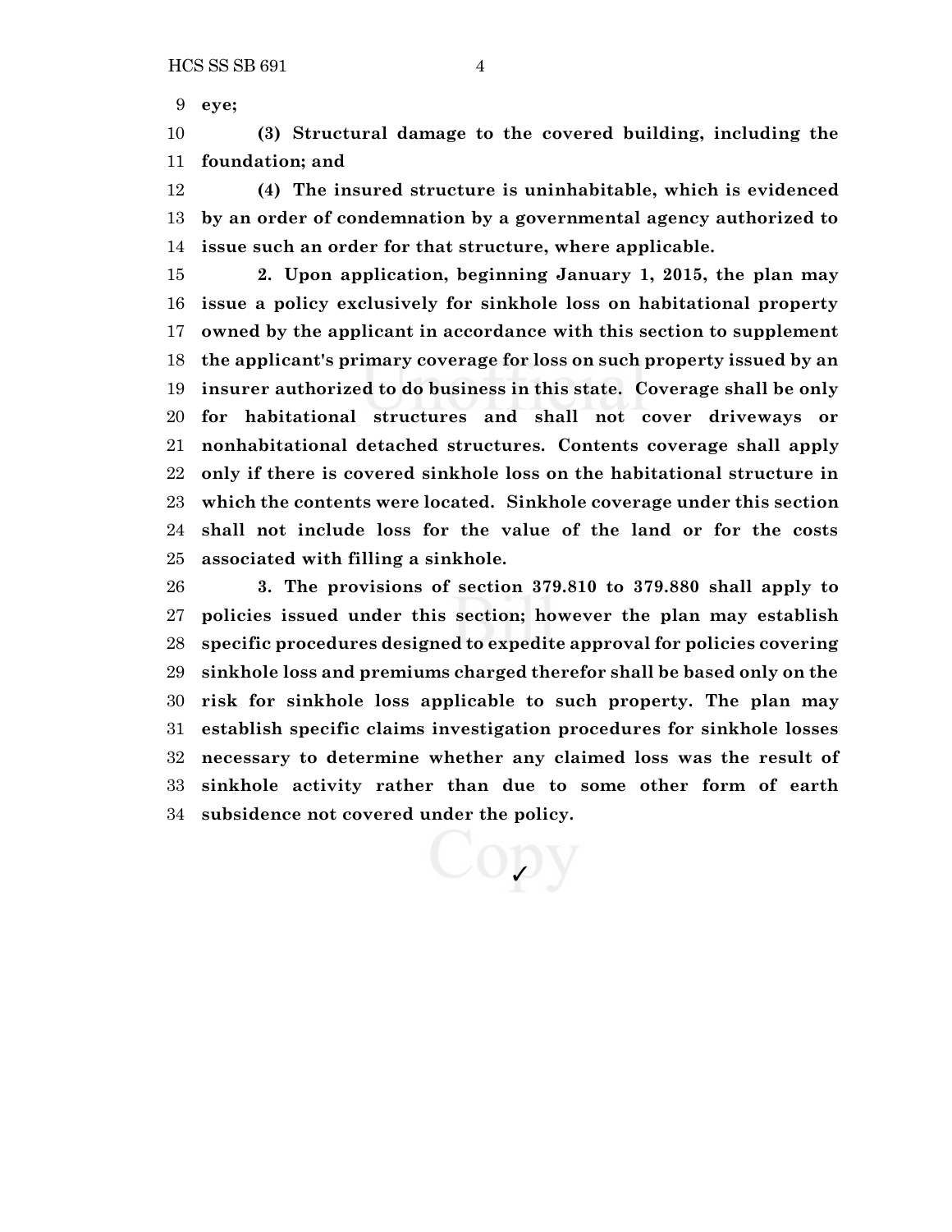**eye;**

**(3) Structural damage to the covered building, including the foundation; and**

**(4) The insured structure is uninhabitable, which is evidenced by an order of condemnation by a governmental agency authorized to issue such an order for that structure, where applicable.**

**2. Upon application, beginning January 1, 2015, the plan may issue a policy exclusively for sinkhole loss on habitational property owned by the applicant in accordance with this section to supplement the applicant's primary coverage for loss on such property issued by an insurer authorized to do business in this state. Coverage shall be only for habitational structures and shall not cover driveways or nonhabitational detached structures. Contents coverage shall apply only if there is covered sinkhole loss on the habitational structure in which the contents were located. Sinkhole coverage under this section shall not include loss for the value of the land or for the costs associated with filling a sinkhole.**

**3. The provisions of section 379.810 to 379.880 shall apply to policies issued under this section; however the plan may establish specific procedures designed to expedite approval for policies covering sinkhole loss and premiums charged therefor shall be based only on the risk for sinkhole loss applicable to such property. The plan may establish specific claims investigation procedures for sinkhole losses necessary to determine whether any claimed loss was the result of sinkhole activity rather than due to some other form of earth subsidence not covered under the policy.**

✓